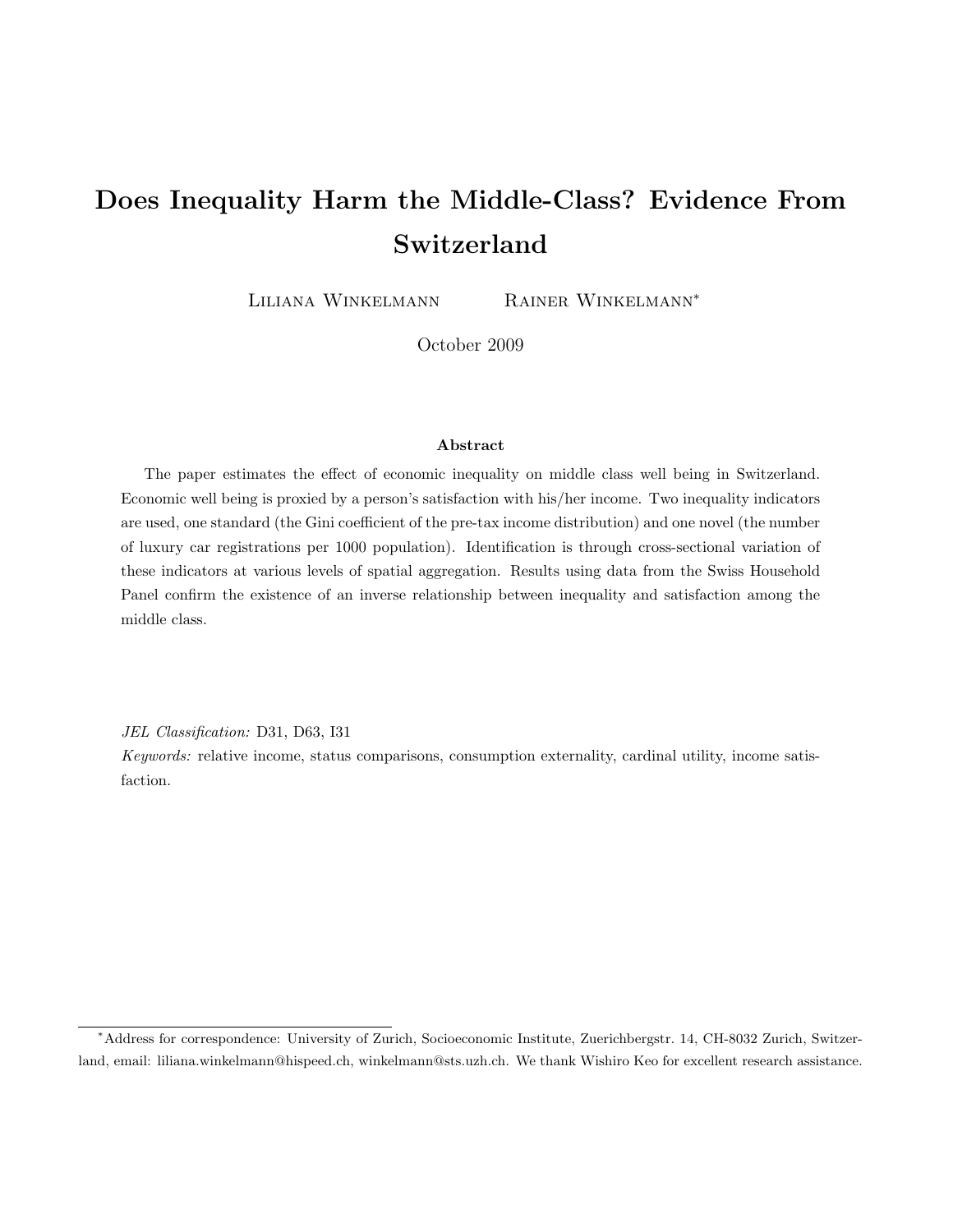# Does Inequality Harm the Middle-Class? Evidence From Switzerland

Liliana Winkelmann     Rainer Winkelmann*

October 2009

### Abstract

The paper estimates the effect of economic inequality on middle class well being in Switzerland. Economic well being is proxied by a person's satisfaction with his/her income. Two inequality indicators are used, one standard (the Gini coefficient of the pre-tax income distribution) and one novel (the number of luxury car registrations per 1000 population). Identification is through cross-sectional variation of these indicators at various levels of spatial aggregation. Results using data from the Swiss Household Panel confirm the existence of an inverse relationship between inequality and satisfaction among the middle class.

*JEL Classification:* D31, D63, I31

*Keywords:* relative income, status comparisons, consumption externality, cardinal utility, income satisfaction.

---

*Address for correspondence: University of Zurich, Socioeconomic Institute, Zuerichbergstr. 14, CH-8032 Zurich, Switzerland, email: liliana.winkelmann@hispeed.ch, winkelmann@sts.uzh.ch. We thank Wishiro Keo for excellent research assistance.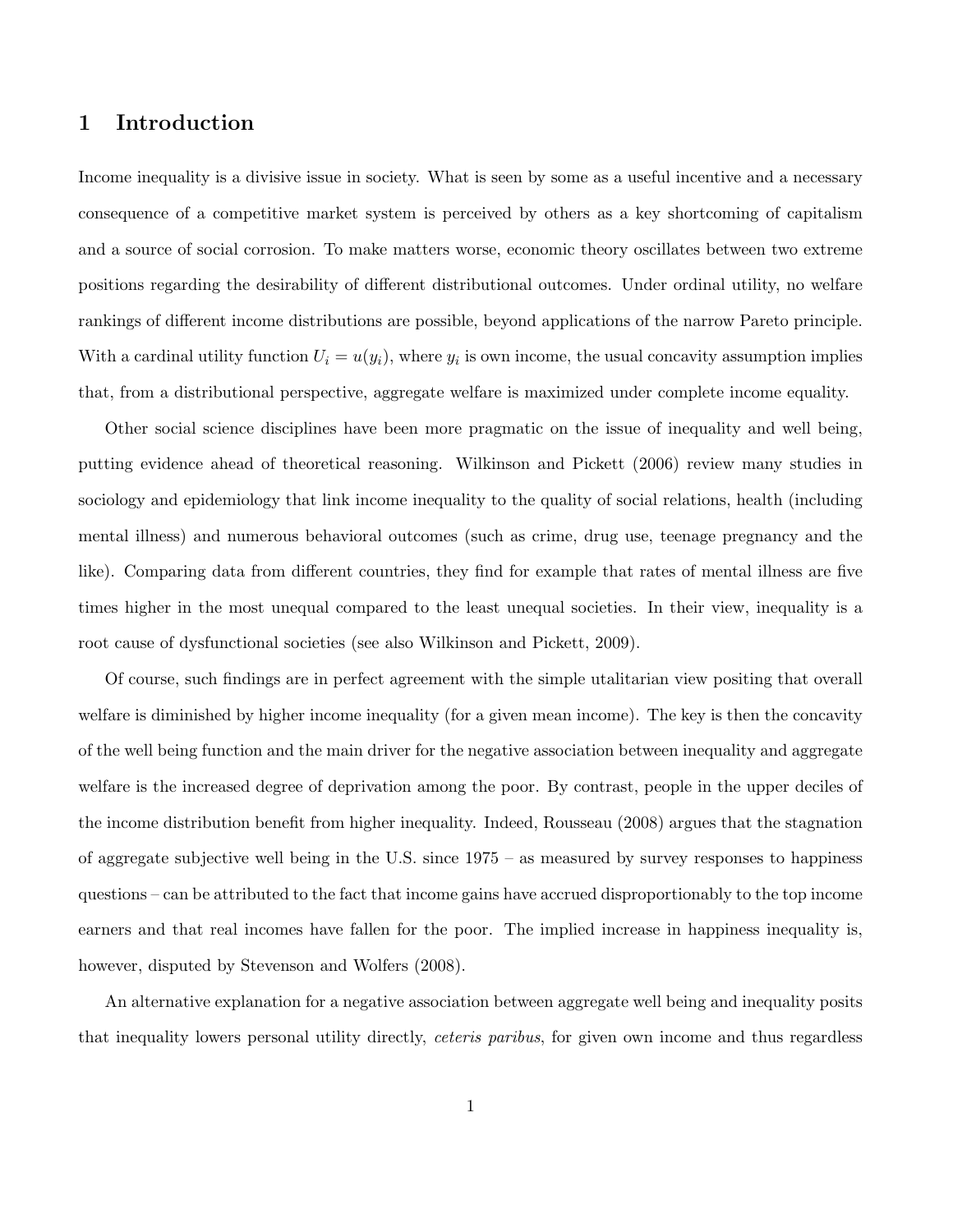# 1 Introduction

Income inequality is a divisive issue in society. What is seen by some as a useful incentive and a necessary consequence of a competitive market system is perceived by others as a key shortcoming of capitalism and a source of social corrosion. To make matters worse, economic theory oscillates between two extreme positions regarding the desirability of different distributional outcomes. Under ordinal utility, no welfare rankings of different income distributions are possible, beyond applications of the narrow Pareto principle. With a cardinal utility function $U_i = u(y_i)$, where $y_i$ is own income, the usual concavity assumption implies that, from a distributional perspective, aggregate welfare is maximized under complete income equality.

Other social science disciplines have been more pragmatic on the issue of inequality and well being, putting evidence ahead of theoretical reasoning. Wilkinson and Pickett (2006) review many studies in sociology and epidemiology that link income inequality to the quality of social relations, health (including mental illness) and numerous behavioral outcomes (such as crime, drug use, teenage pregnancy and the like). Comparing data from different countries, they find for example that rates of mental illness are five times higher in the most unequal compared to the least unequal societies. In their view, inequality is a root cause of dysfunctional societies (see also Wilkinson and Pickett, 2009).

Of course, such findings are in perfect agreement with the simple utalitarian view positing that overall welfare is diminished by higher income inequality (for a given mean income). The key is then the concavity of the well being function and the main driver for the negative association between inequality and aggregate welfare is the increased degree of deprivation among the poor. By contrast, people in the upper deciles of the income distribution benefit from higher inequality. Indeed, Rousseau (2008) argues that the stagnation of aggregate subjective well being in the U.S. since 1975 – as measured by survey responses to happiness questions – can be attributed to the fact that income gains have accrued disproportionably to the top income earners and that real incomes have fallen for the poor. The implied increase in happiness inequality is, however, disputed by Stevenson and Wolfers (2008).

An alternative explanation for a negative association between aggregate well being and inequality posits that inequality lowers personal utility directly, *ceteris paribus*, for given own income and thus regardless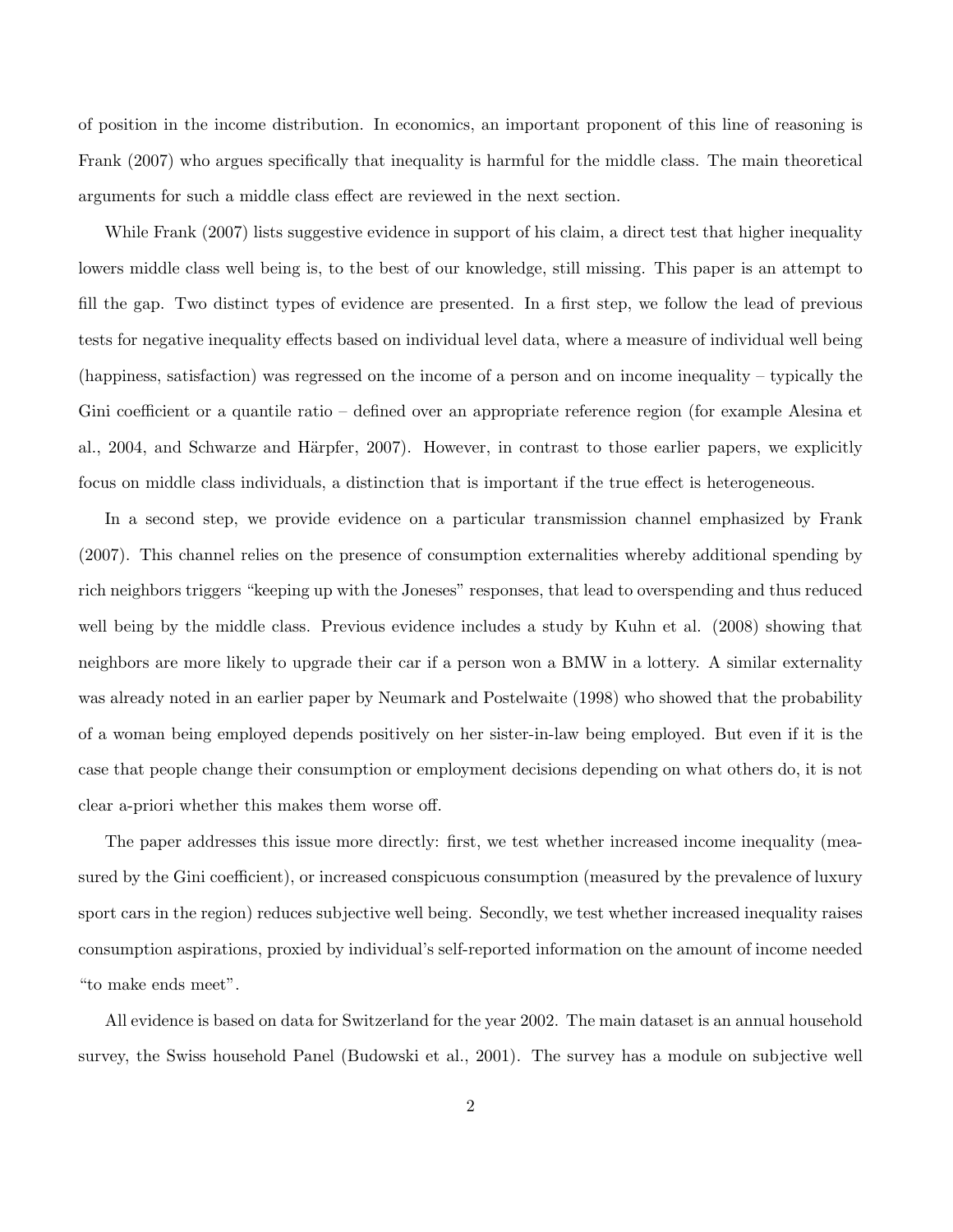of position in the income distribution. In economics, an important proponent of this line of reasoning is Frank (2007) who argues specifically that inequality is harmful for the middle class. The main theoretical arguments for such a middle class effect are reviewed in the next section.

While Frank (2007) lists suggestive evidence in support of his claim, a direct test that higher inequality lowers middle class well being is, to the best of our knowledge, still missing. This paper is an attempt to fill the gap. Two distinct types of evidence are presented. In a first step, we follow the lead of previous tests for negative inequality effects based on individual level data, where a measure of individual well being (happiness, satisfaction) was regressed on the income of a person and on income inequality – typically the Gini coefficient or a quantile ratio – defined over an appropriate reference region (for example Alesina et al., 2004, and Schwarze and Härpfer, 2007). However, in contrast to those earlier papers, we explicitly focus on middle class individuals, a distinction that is important if the true effect is heterogeneous.

In a second step, we provide evidence on a particular transmission channel emphasized by Frank (2007). This channel relies on the presence of consumption externalities whereby additional spending by rich neighbors triggers "keeping up with the Joneses" responses, that lead to overspending and thus reduced well being by the middle class. Previous evidence includes a study by Kuhn et al. (2008) showing that neighbors are more likely to upgrade their car if a person won a BMW in a lottery. A similar externality was already noted in an earlier paper by Neumark and Postelwaite (1998) who showed that the probability of a woman being employed depends positively on her sister-in-law being employed. But even if it is the case that people change their consumption or employment decisions depending on what others do, it is not clear a-priori whether this makes them worse off.

The paper addresses this issue more directly: first, we test whether increased income inequality (measured by the Gini coefficient), or increased conspicuous consumption (measured by the prevalence of luxury sport cars in the region) reduces subjective well being. Secondly, we test whether increased inequality raises consumption aspirations, proxied by individual's self-reported information on the amount of income needed "to make ends meet".

All evidence is based on data for Switzerland for the year 2002. The main dataset is an annual household survey, the Swiss household Panel (Budowski et al., 2001). The survey has a module on subjective well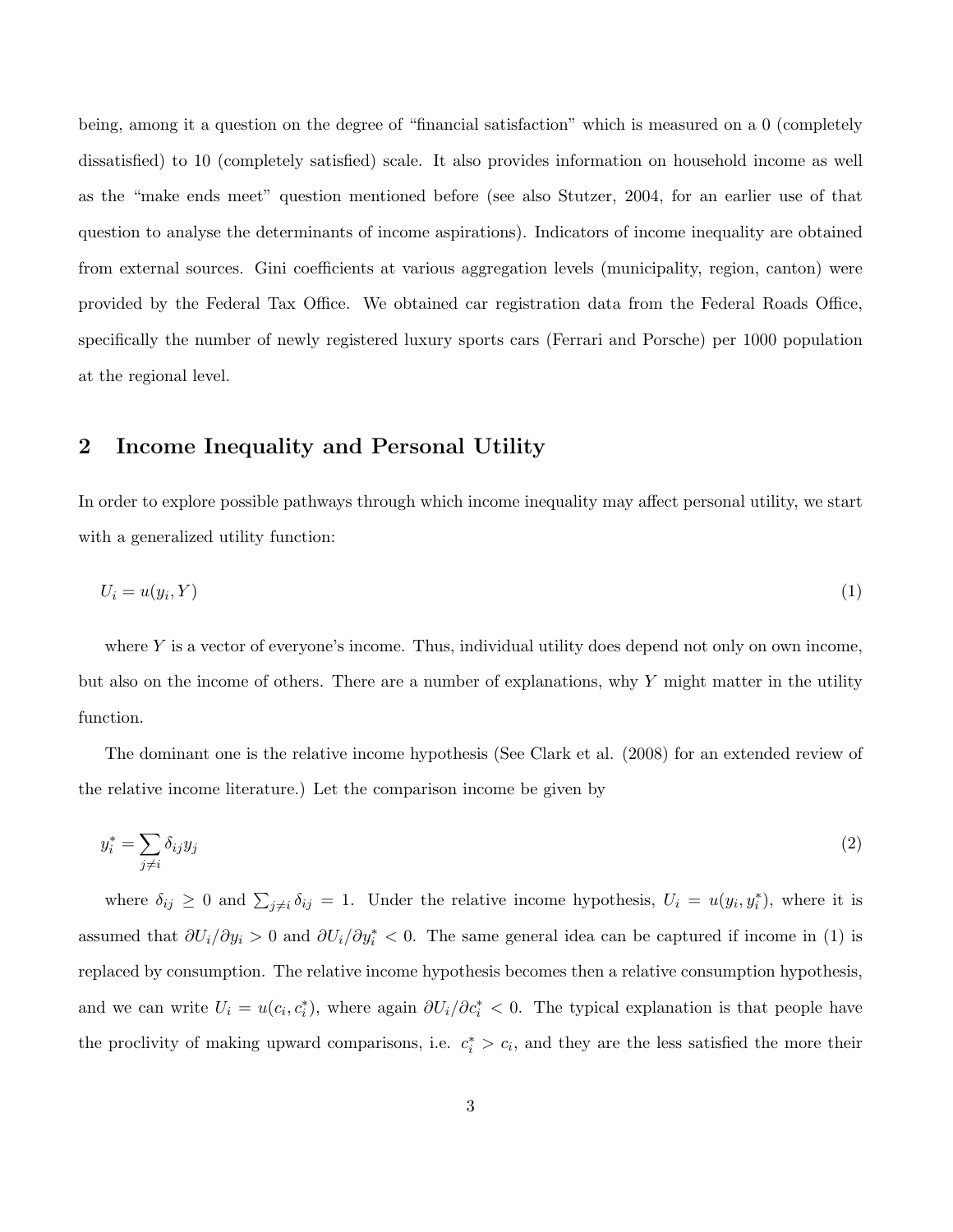being, among it a question on the degree of "financial satisfaction" which is measured on a 0 (completely dissatisfied) to 10 (completely satisfied) scale. It also provides information on household income as well as the "make ends meet" question mentioned before (see also Stutzer, 2004, for an earlier use of that question to analyse the determinants of income aspirations). Indicators of income inequality are obtained from external sources. Gini coefficients at various aggregation levels (municipality, region, canton) were provided by the Federal Tax Office. We obtained car registration data from the Federal Roads Office, specifically the number of newly registered luxury sports cars (Ferrari and Porsche) per 1000 population at the regional level.

## 2 Income Inequality and Personal Utility

In order to explore possible pathways through which income inequality may affect personal utility, we start with a generalized utility function:

$$U_i = u(y_i, Y) \tag{1}$$

where $Y$ is a vector of everyone's income. Thus, individual utility does depend not only on own income, but also on the income of others. There are a number of explanations, why $Y$ might matter in the utility function.

The dominant one is the relative income hypothesis (See Clark et al. (2008) for an extended review of the relative income literature.) Let the comparison income be given by

$$y_i^* = \sum_{j \neq i} \delta_{ij} y_j \tag{2}$$

where $\delta_{ij} \geq 0$ and $\sum_{j \neq i} \delta_{ij} = 1$. Under the relative income hypothesis, $U_i = u(y_i, y_i^*)$, where it is assumed that $\partial U_i / \partial y_i > 0$ and $\partial U_i / \partial y_i^* < 0$. The same general idea can be captured if income in (1) is replaced by consumption. The relative income hypothesis becomes then a relative consumption hypothesis, and we can write $U_i = u(c_i, c_i^*)$, where again $\partial U_i / \partial c_i^* < 0$. The typical explanation is that people have the proclivity of making upward comparisons, i.e. $c_i^* > c_i$, and they are the less satisfied the more their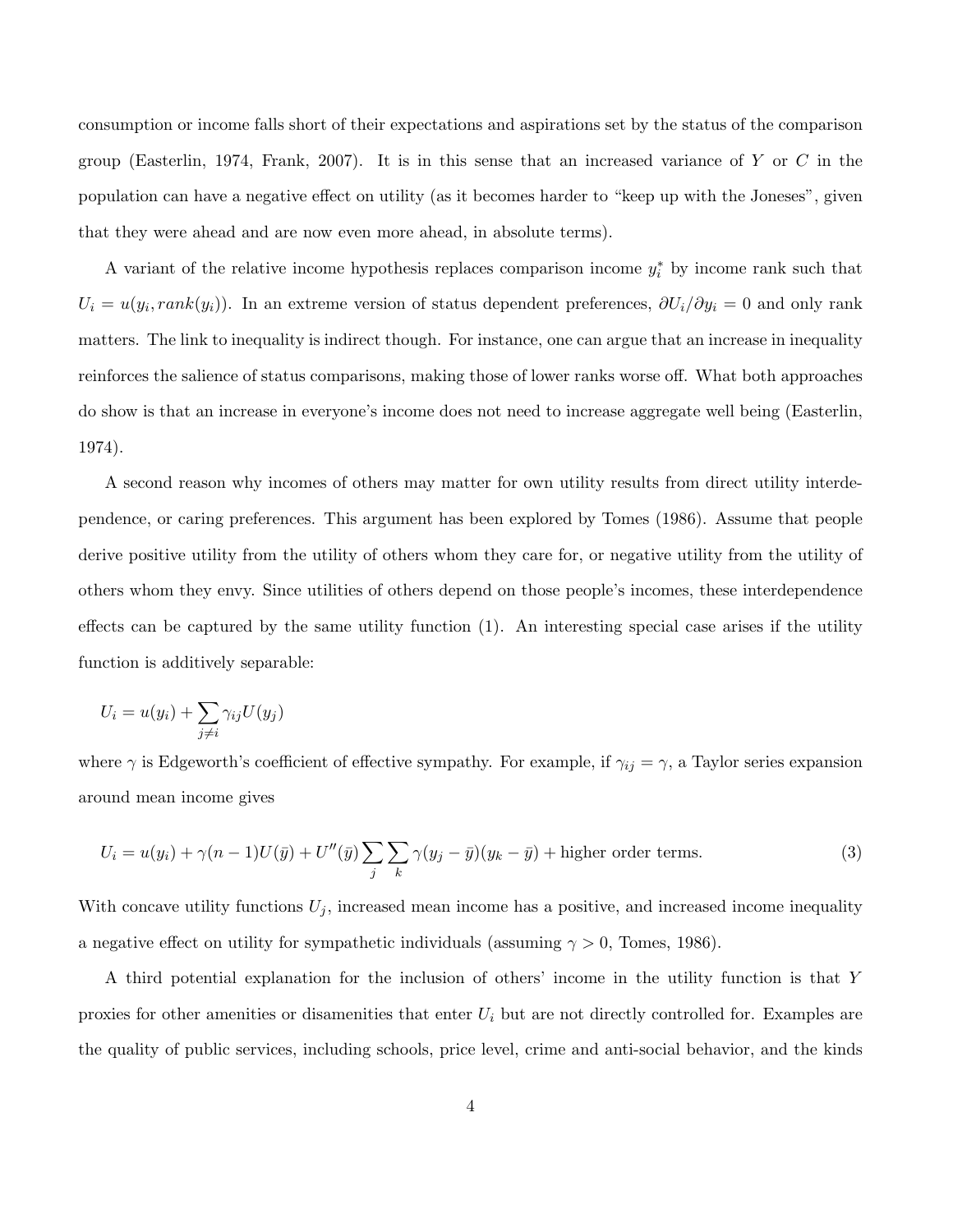consumption or income falls short of their expectations and aspirations set by the status of the comparison group (Easterlin, 1974, Frank, 2007). It is in this sense that an increased variance of $Y$ or $C$ in the population can have a negative effect on utility (as it becomes harder to "keep up with the Joneses", given that they were ahead and are now even more ahead, in absolute terms).

A variant of the relative income hypothesis replaces comparison income $y_i^*$ by income rank such that $U_i = u(y_i, rank(y_i))$. In an extreme version of status dependent preferences, $\partial U_i / \partial y_i = 0$ and only rank matters. The link to inequality is indirect though. For instance, one can argue that an increase in inequality reinforces the salience of status comparisons, making those of lower ranks worse off. What both approaches do show is that an increase in everyone's income does not need to increase aggregate well being (Easterlin, 1974).

A second reason why incomes of others may matter for own utility results from direct utility interdependence, or caring preferences. This argument has been explored by Tomes (1986). Assume that people derive positive utility from the utility of others whom they care for, or negative utility from the utility of others whom they envy. Since utilities of others depend on those people's incomes, these interdependence effects can be captured by the same utility function (1). An interesting special case arises if the utility function is additively separable:

$$U_i = u(y_i) + \sum_{j \neq i} \gamma_{ij} U(y_j)$$

where $\gamma$ is Edgeworth's coefficient of effective sympathy. For example, if $\gamma_{ij} = \gamma$, a Taylor series expansion around mean income gives

$$U_i = u(y_i) + \gamma(n-1)U(\bar{y}) + U''(\bar{y}) \sum_j \sum_k \gamma(y_j - \bar{y})(y_k - \bar{y}) + \text{higher order terms.} \tag{3}$$

With concave utility functions $U_j$, increased mean income has a positive, and increased income inequality a negative effect on utility for sympathetic individuals (assuming $\gamma > 0$, Tomes, 1986).

A third potential explanation for the inclusion of others' income in the utility function is that $Y$ proxies for other amenities or disamenities that enter $U_i$ but are not directly controlled for. Examples are the quality of public services, including schools, price level, crime and anti-social behavior, and the kinds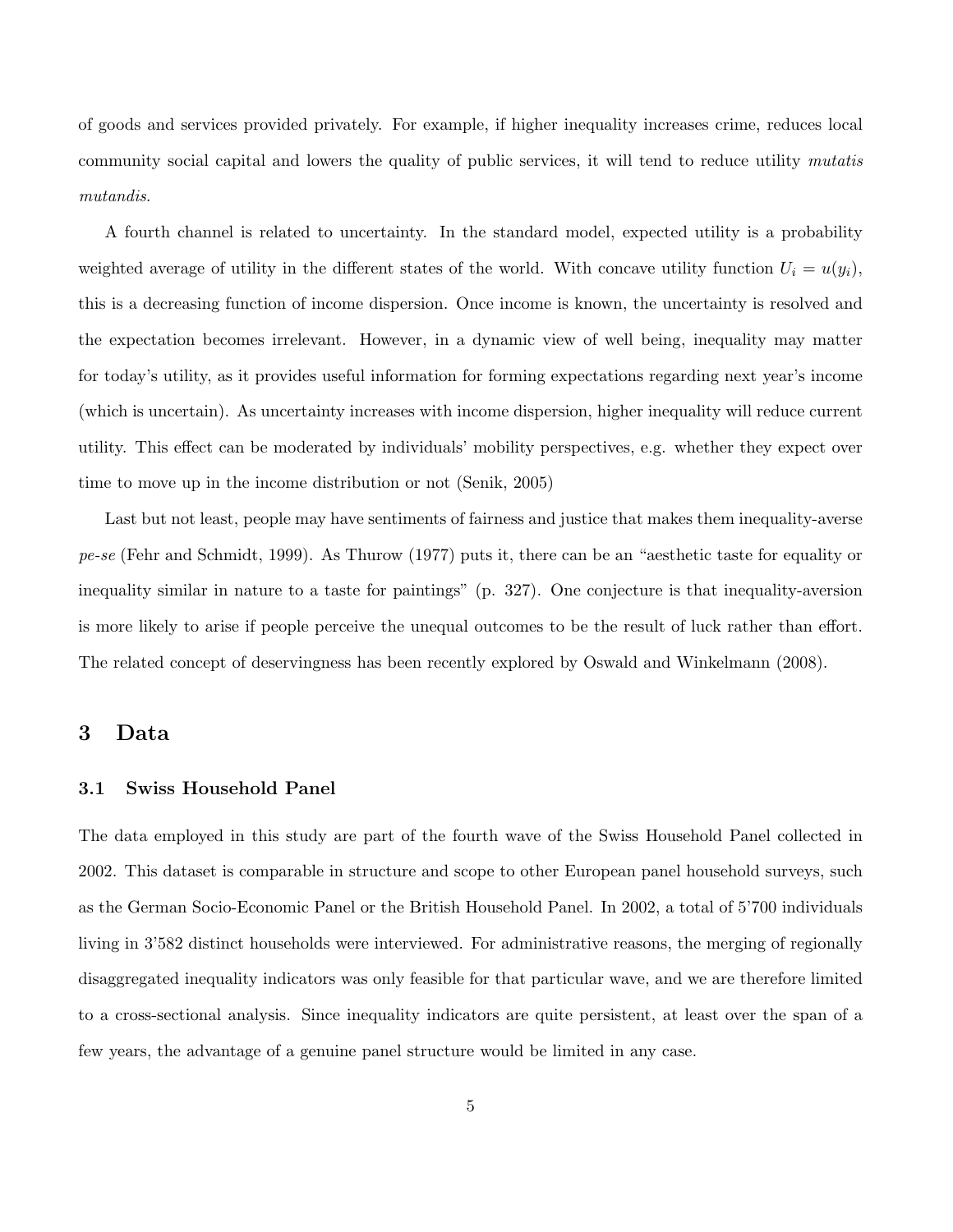of goods and services provided privately. For example, if higher inequality increases crime, reduces local community social capital and lowers the quality of public services, it will tend to reduce utility *mutatis mutandis*.

A fourth channel is related to uncertainty. In the standard model, expected utility is a probability weighted average of utility in the different states of the world. With concave utility function $U_i = u(y_i)$, this is a decreasing function of income dispersion. Once income is known, the uncertainty is resolved and the expectation becomes irrelevant. However, in a dynamic view of well being, inequality may matter for today's utility, as it provides useful information for forming expectations regarding next year's income (which is uncertain). As uncertainty increases with income dispersion, higher inequality will reduce current utility. This effect can be moderated by individuals' mobility perspectives, e.g. whether they expect over time to move up in the income distribution or not (Senik, 2005)

Last but not least, people may have sentiments of fairness and justice that makes them inequality-averse *pe-se* (Fehr and Schmidt, 1999). As Thurow (1977) puts it, there can be an "aesthetic taste for equality or inequality similar in nature to a taste for paintings" (p. 327). One conjecture is that inequality-aversion is more likely to arise if people perceive the unequal outcomes to be the result of luck rather than effort. The related concept of deservingness has been recently explored by Oswald and Winkelmann (2008).

# 3 Data

## 3.1 Swiss Household Panel

The data employed in this study are part of the fourth wave of the Swiss Household Panel collected in 2002. This dataset is comparable in structure and scope to other European panel household surveys, such as the German Socio-Economic Panel or the British Household Panel. In 2002, a total of 5'700 individuals living in 3'582 distinct households were interviewed. For administrative reasons, the merging of regionally disaggregated inequality indicators was only feasible for that particular wave, and we are therefore limited to a cross-sectional analysis. Since inequality indicators are quite persistent, at least over the span of a few years, the advantage of a genuine panel structure would be limited in any case.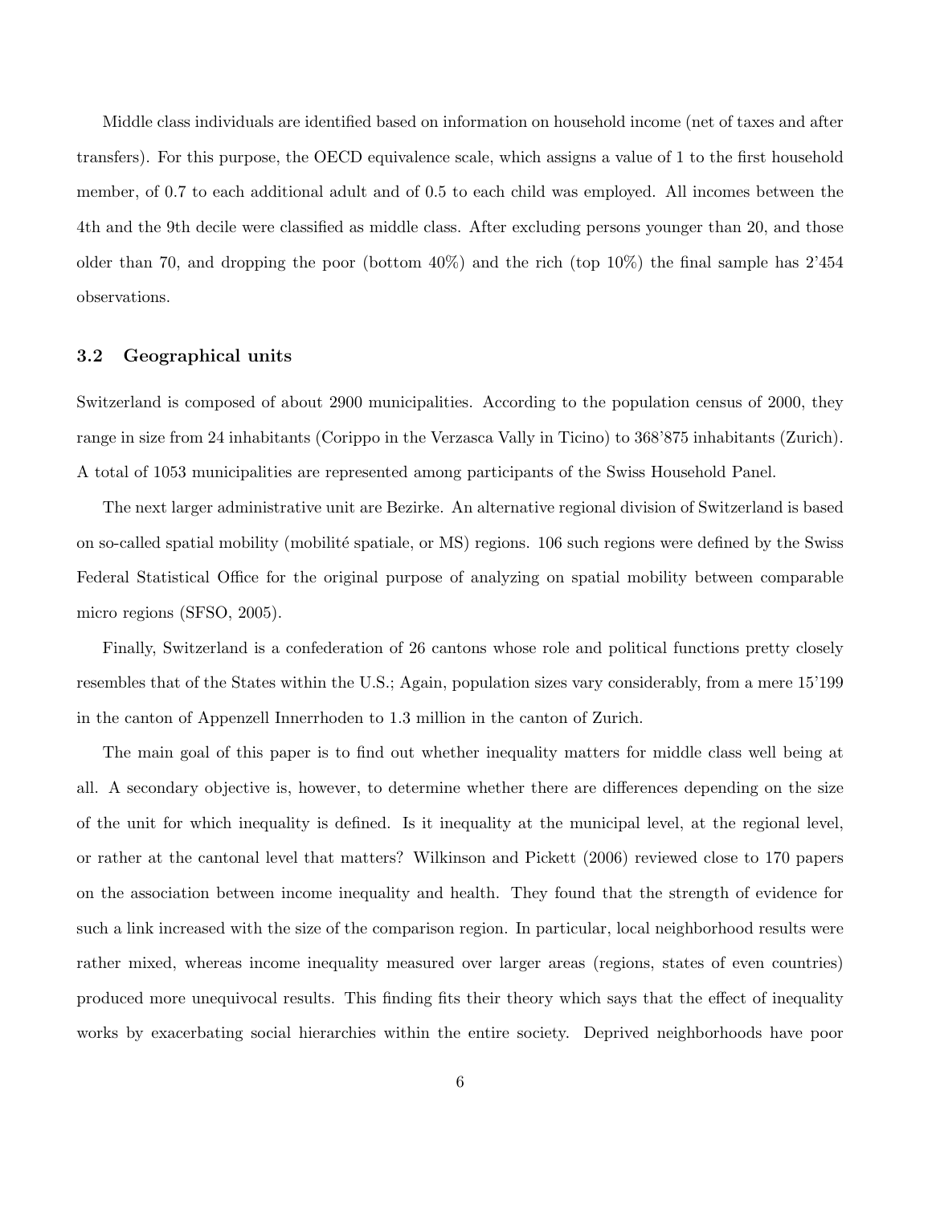Middle class individuals are identified based on information on household income (net of taxes and after transfers). For this purpose, the OECD equivalence scale, which assigns a value of 1 to the first household member, of 0.7 to each additional adult and of 0.5 to each child was employed. All incomes between the 4th and the 9th decile were classified as middle class. After excluding persons younger than 20, and those older than 70, and dropping the poor (bottom 40%) and the rich (top 10%) the final sample has 2'454 observations.

### 3.2 Geographical units

Switzerland is composed of about 2900 municipalities. According to the population census of 2000, they range in size from 24 inhabitants (Corippo in the Verzasca Vally in Ticino) to 368'875 inhabitants (Zurich). A total of 1053 municipalities are represented among participants of the Swiss Household Panel.

The next larger administrative unit are Bezirke. An alternative regional division of Switzerland is based on so-called spatial mobility (mobilité spatiale, or MS) regions. 106 such regions were defined by the Swiss Federal Statistical Office for the original purpose of analyzing on spatial mobility between comparable micro regions (SFSO, 2005).

Finally, Switzerland is a confederation of 26 cantons whose role and political functions pretty closely resembles that of the States within the U.S.; Again, population sizes vary considerably, from a mere 15'199 in the canton of Appenzell Innerrhoden to 1.3 million in the canton of Zurich.

The main goal of this paper is to find out whether inequality matters for middle class well being at all. A secondary objective is, however, to determine whether there are differences depending on the size of the unit for which inequality is defined. Is it inequality at the municipal level, at the regional level, or rather at the cantonal level that matters? Wilkinson and Pickett (2006) reviewed close to 170 papers on the association between income inequality and health. They found that the strength of evidence for such a link increased with the size of the comparison region. In particular, local neighborhood results were rather mixed, whereas income inequality measured over larger areas (regions, states of even countries) produced more unequivocal results. This finding fits their theory which says that the effect of inequality works by exacerbating social hierarchies within the entire society. Deprived neighborhoods have poor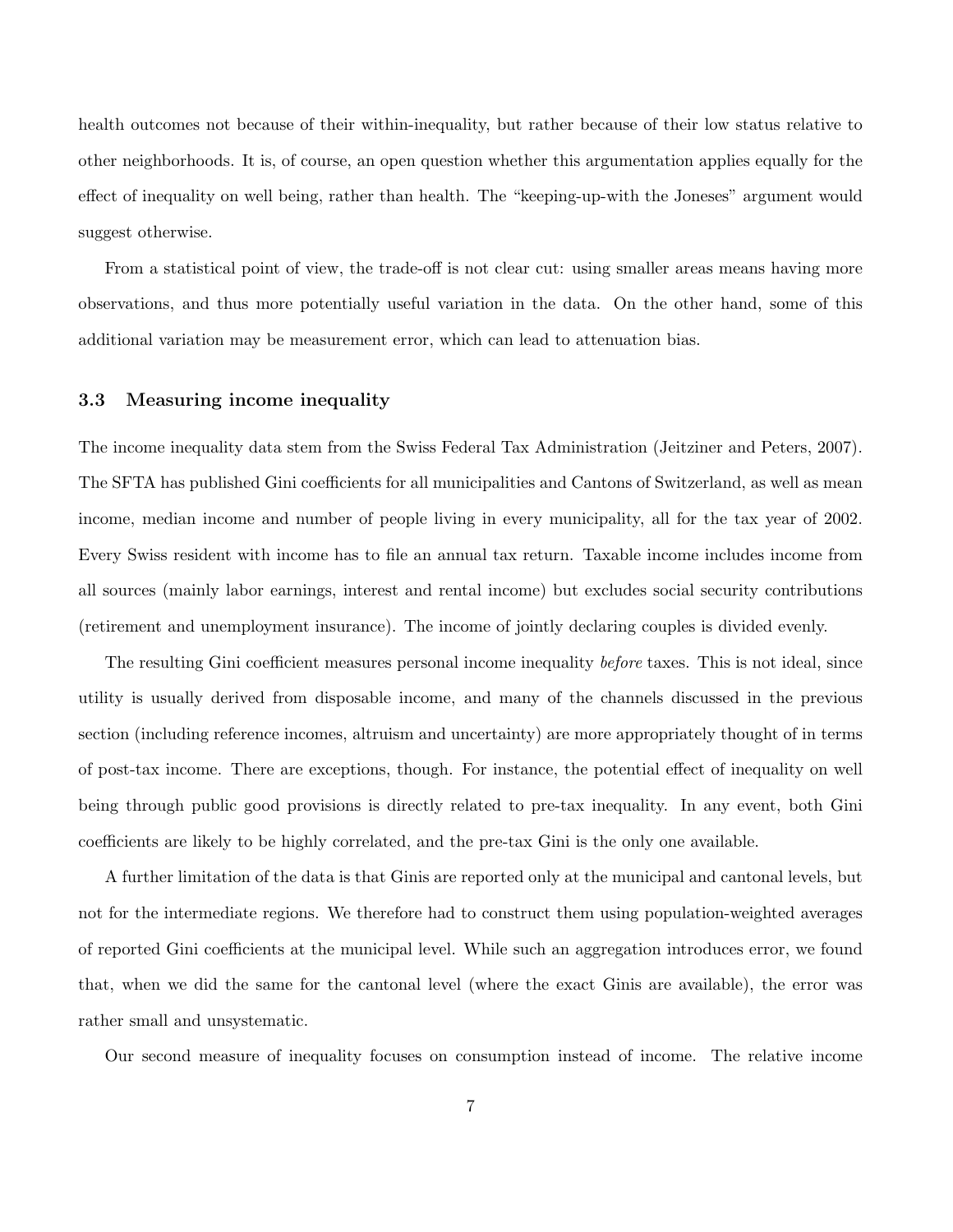health outcomes not because of their within-inequality, but rather because of their low status relative to other neighborhoods. It is, of course, an open question whether this argumentation applies equally for the effect of inequality on well being, rather than health. The "keeping-up-with the Joneses" argument would suggest otherwise.

From a statistical point of view, the trade-off is not clear cut: using smaller areas means having more observations, and thus more potentially useful variation in the data. On the other hand, some of this additional variation may be measurement error, which can lead to attenuation bias.

### 3.3 Measuring income inequality

The income inequality data stem from the Swiss Federal Tax Administration (Jeitziner and Peters, 2007). The SFTA has published Gini coefficients for all municipalities and Cantons of Switzerland, as well as mean income, median income and number of people living in every municipality, all for the tax year of 2002. Every Swiss resident with income has to file an annual tax return. Taxable income includes income from all sources (mainly labor earnings, interest and rental income) but excludes social security contributions (retirement and unemployment insurance). The income of jointly declaring couples is divided evenly.

The resulting Gini coefficient measures personal income inequality *before* taxes. This is not ideal, since utility is usually derived from disposable income, and many of the channels discussed in the previous section (including reference incomes, altruism and uncertainty) are more appropriately thought of in terms of post-tax income. There are exceptions, though. For instance, the potential effect of inequality on well being through public good provisions is directly related to pre-tax inequality. In any event, both Gini coefficients are likely to be highly correlated, and the pre-tax Gini is the only one available.

A further limitation of the data is that Ginis are reported only at the municipal and cantonal levels, but not for the intermediate regions. We therefore had to construct them using population-weighted averages of reported Gini coefficients at the municipal level. While such an aggregation introduces error, we found that, when we did the same for the cantonal level (where the exact Ginis are available), the error was rather small and unsystematic.

Our second measure of inequality focuses on consumption instead of income. The relative income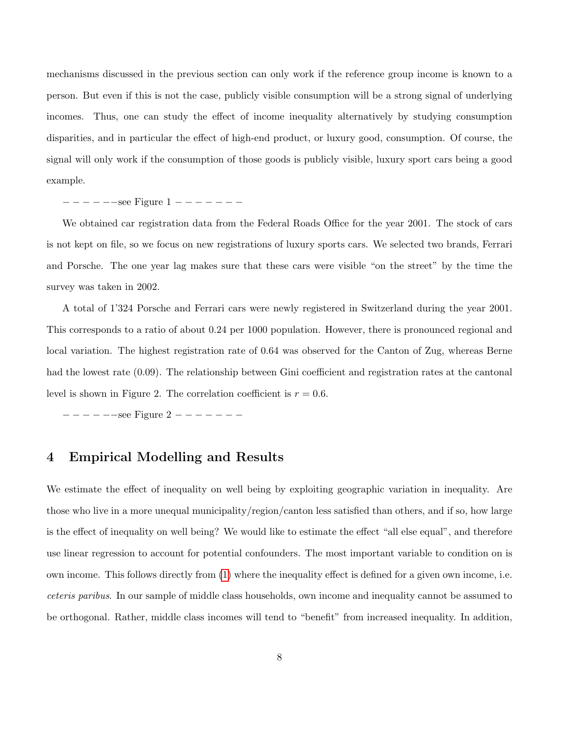mechanisms discussed in the previous section can only work if the reference group income is known to a person. But even if this is not the case, publicly visible consumption will be a strong signal of underlying incomes. Thus, one can study the effect of income inequality alternatively by studying consumption disparities, and in particular the effect of high-end product, or luxury good, consumption. Of course, the signal will only work if the consumption of those goods is publicly visible, luxury sport cars being a good example.

− − − − − −see Figure 1 − − − − − − −

We obtained car registration data from the Federal Roads Office for the year 2001. The stock of cars is not kept on file, so we focus on new registrations of luxury sports cars. We selected two brands, Ferrari and Porsche. The one year lag makes sure that these cars were visible "on the street" by the time the survey was taken in 2002.

A total of 1'324 Porsche and Ferrari cars were newly registered in Switzerland during the year 2001. This corresponds to a ratio of about 0.24 per 1000 population. However, there is pronounced regional and local variation. The highest registration rate of 0.64 was observed for the Canton of Zug, whereas Berne had the lowest rate (0.09). The relationship between Gini coefficient and registration rates at the cantonal level is shown in Figure 2. The correlation coefficient is $r = 0.6$.

− − − − − −see Figure 2 − − − − − − −

## 4 Empirical Modelling and Results

We estimate the effect of inequality on well being by exploiting geographic variation in inequality. Are those who live in a more unequal municipality/region/canton less satisfied than others, and if so, how large is the effect of inequality on well being? We would like to estimate the effect "all else equal", and therefore use linear regression to account for potential confounders. The most important variable to condition on is own income. This follows directly from (1) where the inequality effect is defined for a given own income, i.e. *ceteris paribus*. In our sample of middle class households, own income and inequality cannot be assumed to be orthogonal. Rather, middle class incomes will tend to "benefit" from increased inequality. In addition,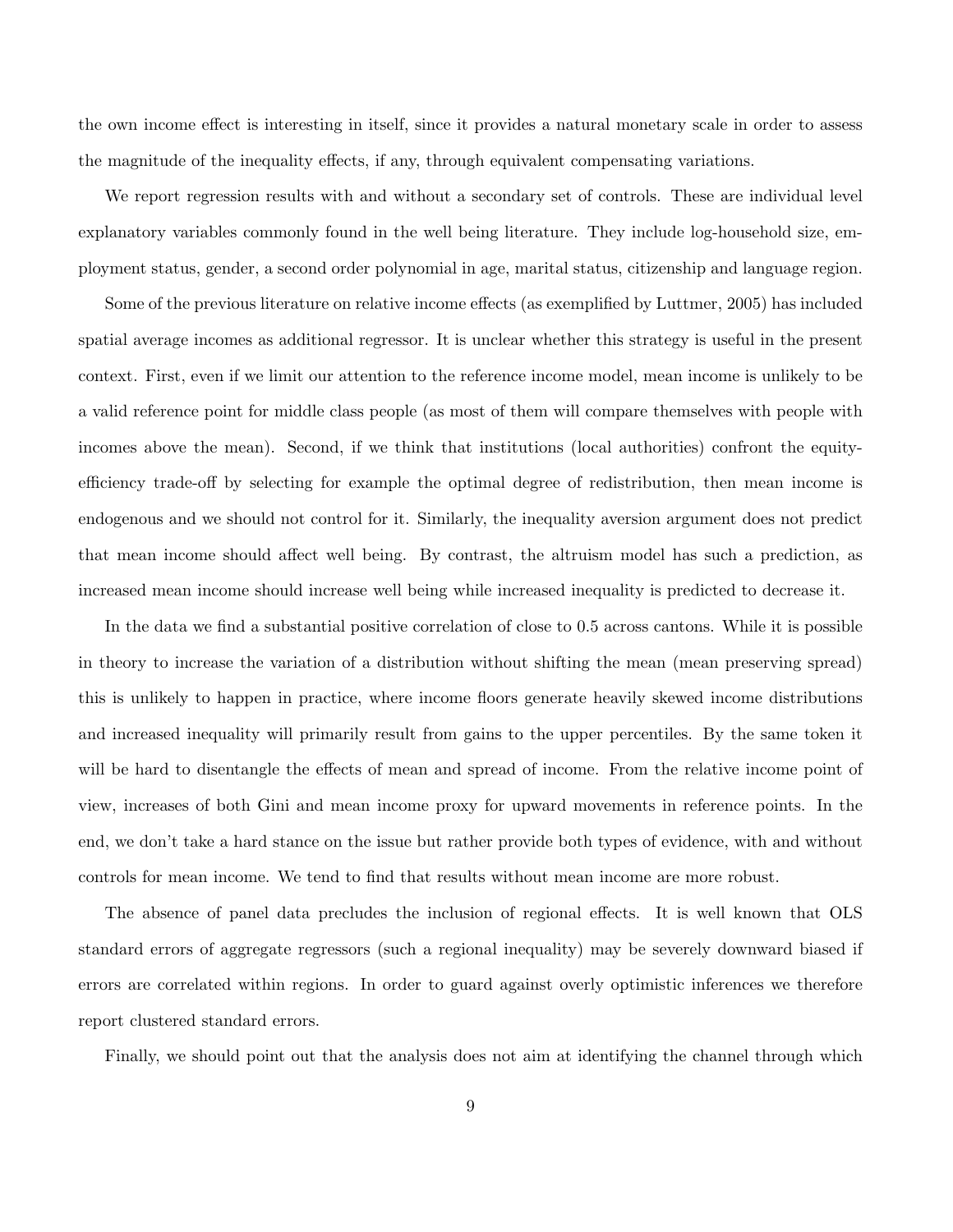the own income effect is interesting in itself, since it provides a natural monetary scale in order to assess the magnitude of the inequality effects, if any, through equivalent compensating variations.

We report regression results with and without a secondary set of controls. These are individual level explanatory variables commonly found in the well being literature. They include log-household size, employment status, gender, a second order polynomial in age, marital status, citizenship and language region.

Some of the previous literature on relative income effects (as exemplified by Luttmer, 2005) has included spatial average incomes as additional regressor. It is unclear whether this strategy is useful in the present context. First, even if we limit our attention to the reference income model, mean income is unlikely to be a valid reference point for middle class people (as most of them will compare themselves with people with incomes above the mean). Second, if we think that institutions (local authorities) confront the equity-efficiency trade-off by selecting for example the optimal degree of redistribution, then mean income is endogenous and we should not control for it. Similarly, the inequality aversion argument does not predict that mean income should affect well being. By contrast, the altruism model has such a prediction, as increased mean income should increase well being while increased inequality is predicted to decrease it.

In the data we find a substantial positive correlation of close to 0.5 across cantons. While it is possible in theory to increase the variation of a distribution without shifting the mean (mean preserving spread) this is unlikely to happen in practice, where income floors generate heavily skewed income distributions and increased inequality will primarily result from gains to the upper percentiles. By the same token it will be hard to disentangle the effects of mean and spread of income. From the relative income point of view, increases of both Gini and mean income proxy for upward movements in reference points. In the end, we don't take a hard stance on the issue but rather provide both types of evidence, with and without controls for mean income. We tend to find that results without mean income are more robust.

The absence of panel data precludes the inclusion of regional effects. It is well known that OLS standard errors of aggregate regressors (such a regional inequality) may be severely downward biased if errors are correlated within regions. In order to guard against overly optimistic inferences we therefore report clustered standard errors.

Finally, we should point out that the analysis does not aim at identifying the channel through which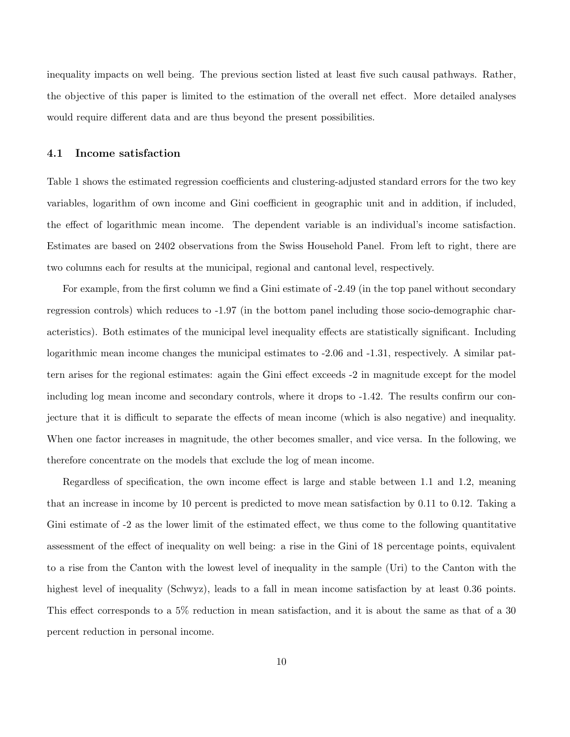inequality impacts on well being. The previous section listed at least five such causal pathways. Rather, the objective of this paper is limited to the estimation of the overall net effect. More detailed analyses would require different data and are thus beyond the present possibilities.

### 4.1 Income satisfaction

Table 1 shows the estimated regression coefficients and clustering-adjusted standard errors for the two key variables, logarithm of own income and Gini coefficient in geographic unit and in addition, if included, the effect of logarithmic mean income. The dependent variable is an individual's income satisfaction. Estimates are based on 2402 observations from the Swiss Household Panel. From left to right, there are two columns each for results at the municipal, regional and cantonal level, respectively.

For example, from the first column we find a Gini estimate of -2.49 (in the top panel without secondary regression controls) which reduces to -1.97 (in the bottom panel including those socio-demographic characteristics). Both estimates of the municipal level inequality effects are statistically significant. Including logarithmic mean income changes the municipal estimates to -2.06 and -1.31, respectively. A similar pattern arises for the regional estimates: again the Gini effect exceeds -2 in magnitude except for the model including log mean income and secondary controls, where it drops to -1.42. The results confirm our conjecture that it is difficult to separate the effects of mean income (which is also negative) and inequality. When one factor increases in magnitude, the other becomes smaller, and vice versa. In the following, we therefore concentrate on the models that exclude the log of mean income.

Regardless of specification, the own income effect is large and stable between 1.1 and 1.2, meaning that an increase in income by 10 percent is predicted to move mean satisfaction by 0.11 to 0.12. Taking a Gini estimate of -2 as the lower limit of the estimated effect, we thus come to the following quantitative assessment of the effect of inequality on well being: a rise in the Gini of 18 percentage points, equivalent to a rise from the Canton with the lowest level of inequality in the sample (Uri) to the Canton with the highest level of inequality (Schwyz), leads to a fall in mean income satisfaction by at least 0.36 points. This effect corresponds to a 5% reduction in mean satisfaction, and it is about the same as that of a 30 percent reduction in personal income.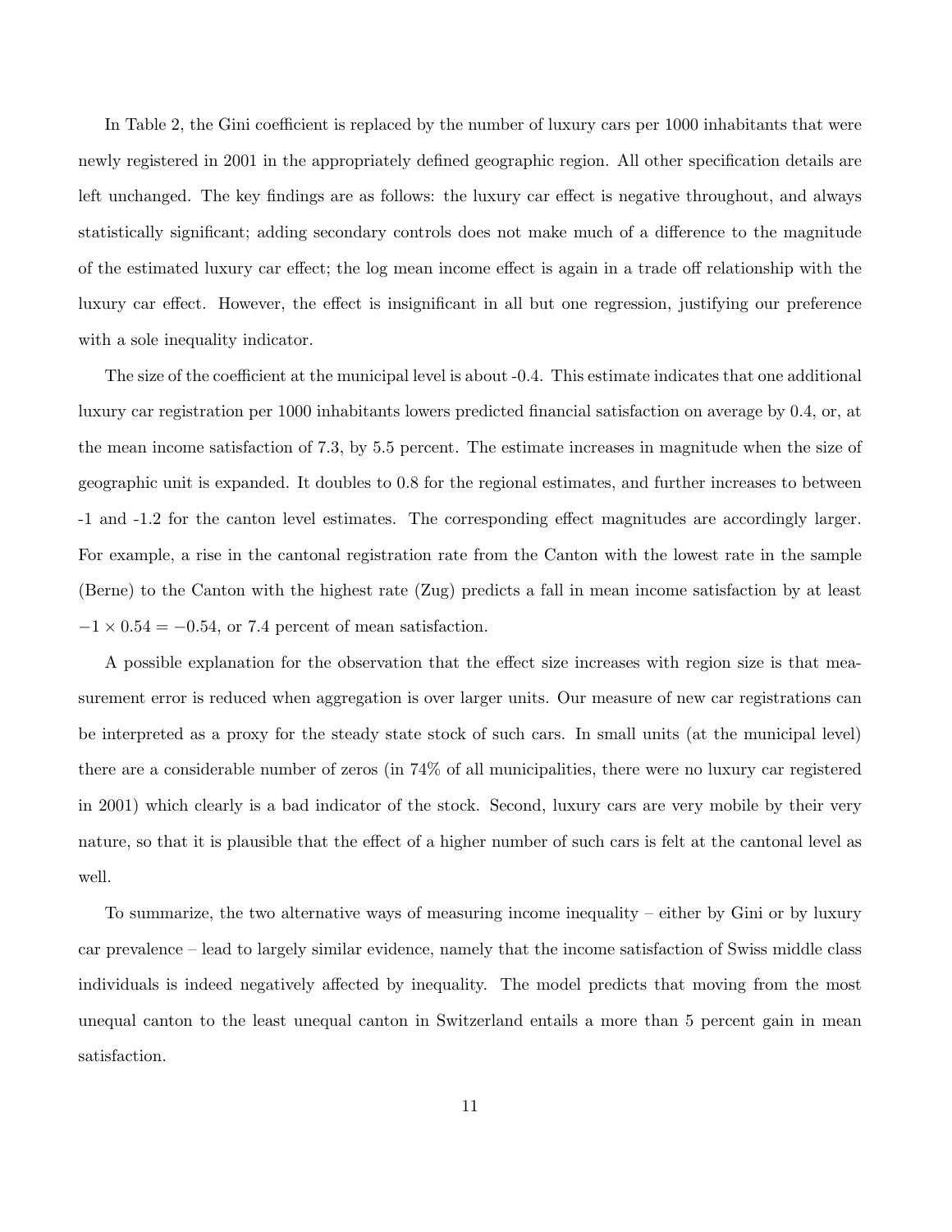In Table 2, the Gini coefficient is replaced by the number of luxury cars per 1000 inhabitants that were newly registered in 2001 in the appropriately defined geographic region. All other specification details are left unchanged. The key findings are as follows: the luxury car effect is negative throughout, and always statistically significant; adding secondary controls does not make much of a difference to the magnitude of the estimated luxury car effect; the log mean income effect is again in a trade off relationship with the luxury car effect. However, the effect is insignificant in all but one regression, justifying our preference with a sole inequality indicator.

The size of the coefficient at the municipal level is about -0.4. This estimate indicates that one additional luxury car registration per 1000 inhabitants lowers predicted financial satisfaction on average by 0.4, or, at the mean income satisfaction of 7.3, by 5.5 percent. The estimate increases in magnitude when the size of geographic unit is expanded. It doubles to 0.8 for the regional estimates, and further increases to between -1 and -1.2 for the canton level estimates. The corresponding effect magnitudes are accordingly larger. For example, a rise in the cantonal registration rate from the Canton with the lowest rate in the sample (Berne) to the Canton with the highest rate (Zug) predicts a fall in mean income satisfaction by at least $-1 \times 0.54 = -0.54$, or 7.4 percent of mean satisfaction.

A possible explanation for the observation that the effect size increases with region size is that measurement error is reduced when aggregation is over larger units. Our measure of new car registrations can be interpreted as a proxy for the steady state stock of such cars. In small units (at the municipal level) there are a considerable number of zeros (in 74% of all municipalities, there were no luxury car registered in 2001) which clearly is a bad indicator of the stock. Second, luxury cars are very mobile by their very nature, so that it is plausible that the effect of a higher number of such cars is felt at the cantonal level as well.

To summarize, the two alternative ways of measuring income inequality – either by Gini or by luxury car prevalence – lead to largely similar evidence, namely that the income satisfaction of Swiss middle class individuals is indeed negatively affected by inequality. The model predicts that moving from the most unequal canton to the least unequal canton in Switzerland entails a more than 5 percent gain in mean satisfaction.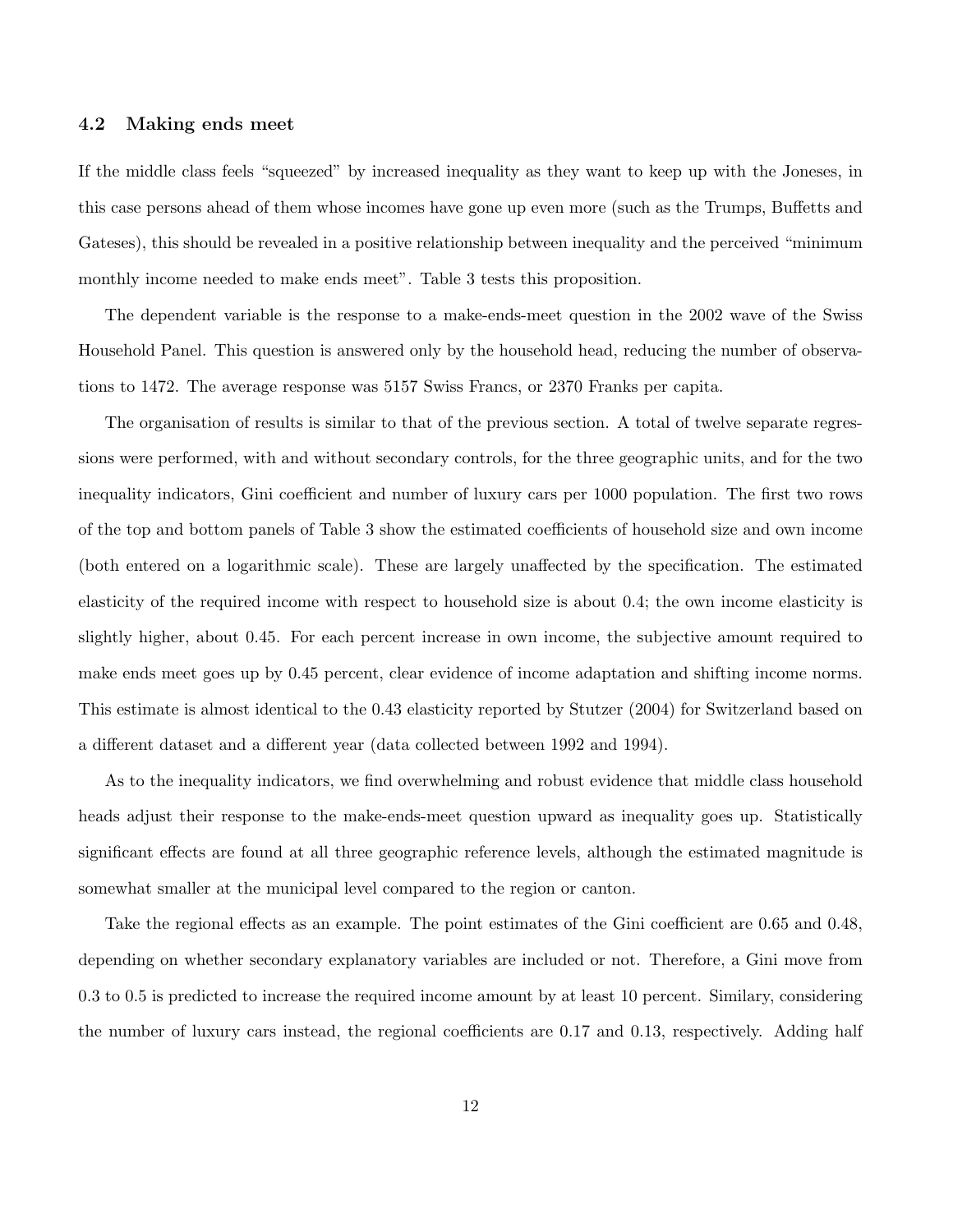### 4.2 Making ends meet

If the middle class feels "squeezed" by increased inequality as they want to keep up with the Joneses, in this case persons ahead of them whose incomes have gone up even more (such as the Trumps, Buffetts and Gateses), this should be revealed in a positive relationship between inequality and the perceived "minimum monthly income needed to make ends meet". Table 3 tests this proposition.

The dependent variable is the response to a make-ends-meet question in the 2002 wave of the Swiss Household Panel. This question is answered only by the household head, reducing the number of observations to 1472. The average response was 5157 Swiss Francs, or 2370 Franks per capita.

The organisation of results is similar to that of the previous section. A total of twelve separate regressions were performed, with and without secondary controls, for the three geographic units, and for the two inequality indicators, Gini coefficient and number of luxury cars per 1000 population. The first two rows of the top and bottom panels of Table 3 show the estimated coefficients of household size and own income (both entered on a logarithmic scale). These are largely unaffected by the specification. The estimated elasticity of the required income with respect to household size is about 0.4; the own income elasticity is slightly higher, about 0.45. For each percent increase in own income, the subjective amount required to make ends meet goes up by 0.45 percent, clear evidence of income adaptation and shifting income norms. This estimate is almost identical to the 0.43 elasticity reported by Stutzer (2004) for Switzerland based on a different dataset and a different year (data collected between 1992 and 1994).

As to the inequality indicators, we find overwhelming and robust evidence that middle class household heads adjust their response to the make-ends-meet question upward as inequality goes up. Statistically significant effects are found at all three geographic reference levels, although the estimated magnitude is somewhat smaller at the municipal level compared to the region or canton.

Take the regional effects as an example. The point estimates of the Gini coefficient are 0.65 and 0.48, depending on whether secondary explanatory variables are included or not. Therefore, a Gini move from 0.3 to 0.5 is predicted to increase the required income amount by at least 10 percent. Similary, considering the number of luxury cars instead, the regional coefficients are 0.17 and 0.13, respectively. Adding half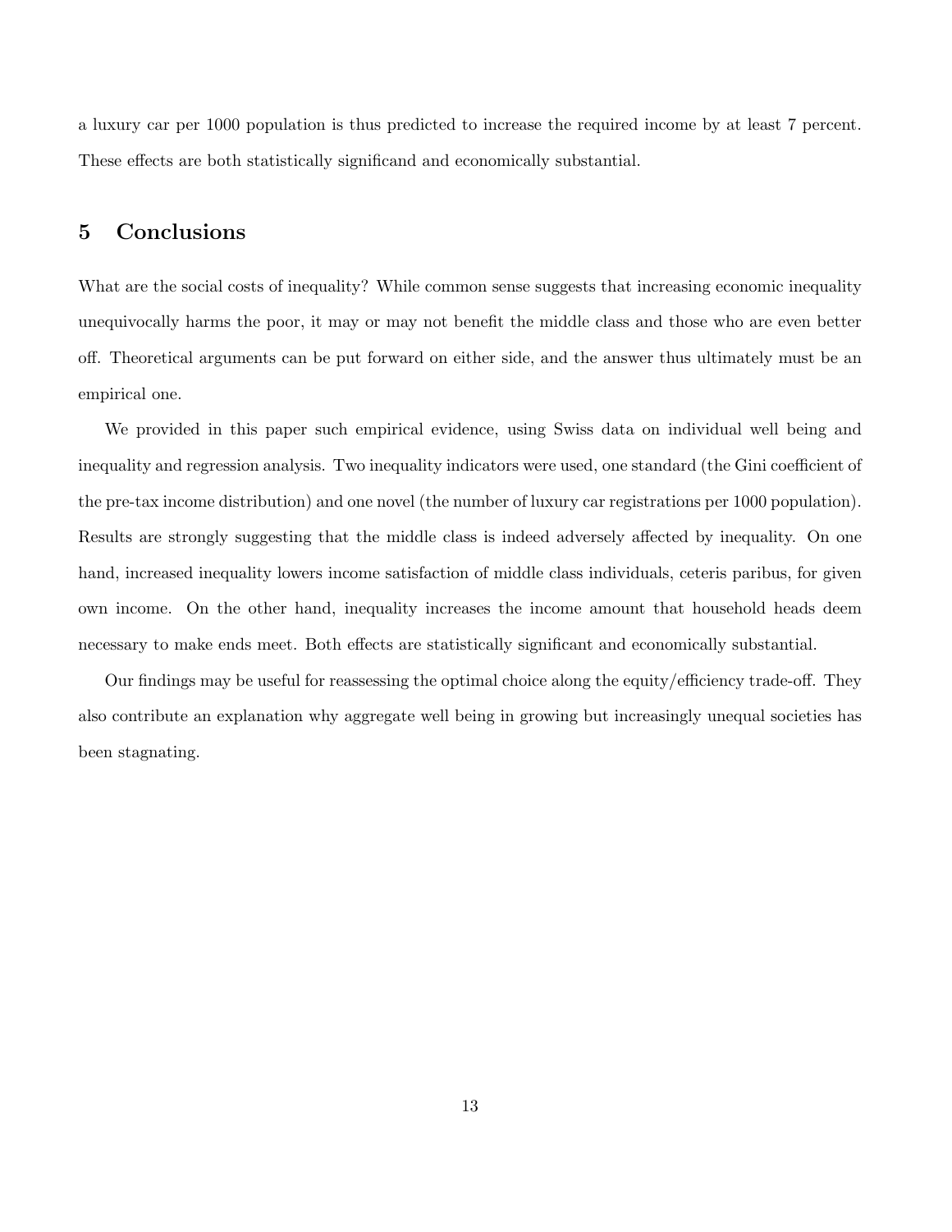a luxury car per 1000 population is thus predicted to increase the required income by at least 7 percent. These effects are both statistically significand and economically substantial.

## 5 Conclusions

What are the social costs of inequality? While common sense suggests that increasing economic inequality unequivocally harms the poor, it may or may not benefit the middle class and those who are even better off. Theoretical arguments can be put forward on either side, and the answer thus ultimately must be an empirical one.

We provided in this paper such empirical evidence, using Swiss data on individual well being and inequality and regression analysis. Two inequality indicators were used, one standard (the Gini coefficient of the pre-tax income distribution) and one novel (the number of luxury car registrations per 1000 population). Results are strongly suggesting that the middle class is indeed adversely affected by inequality. On one hand, increased inequality lowers income satisfaction of middle class individuals, ceteris paribus, for given own income. On the other hand, inequality increases the income amount that household heads deem necessary to make ends meet. Both effects are statistically significant and economically substantial.

Our findings may be useful for reassessing the optimal choice along the equity/efficiency trade-off. They also contribute an explanation why aggregate well being in growing but increasingly unequal societies has been stagnating.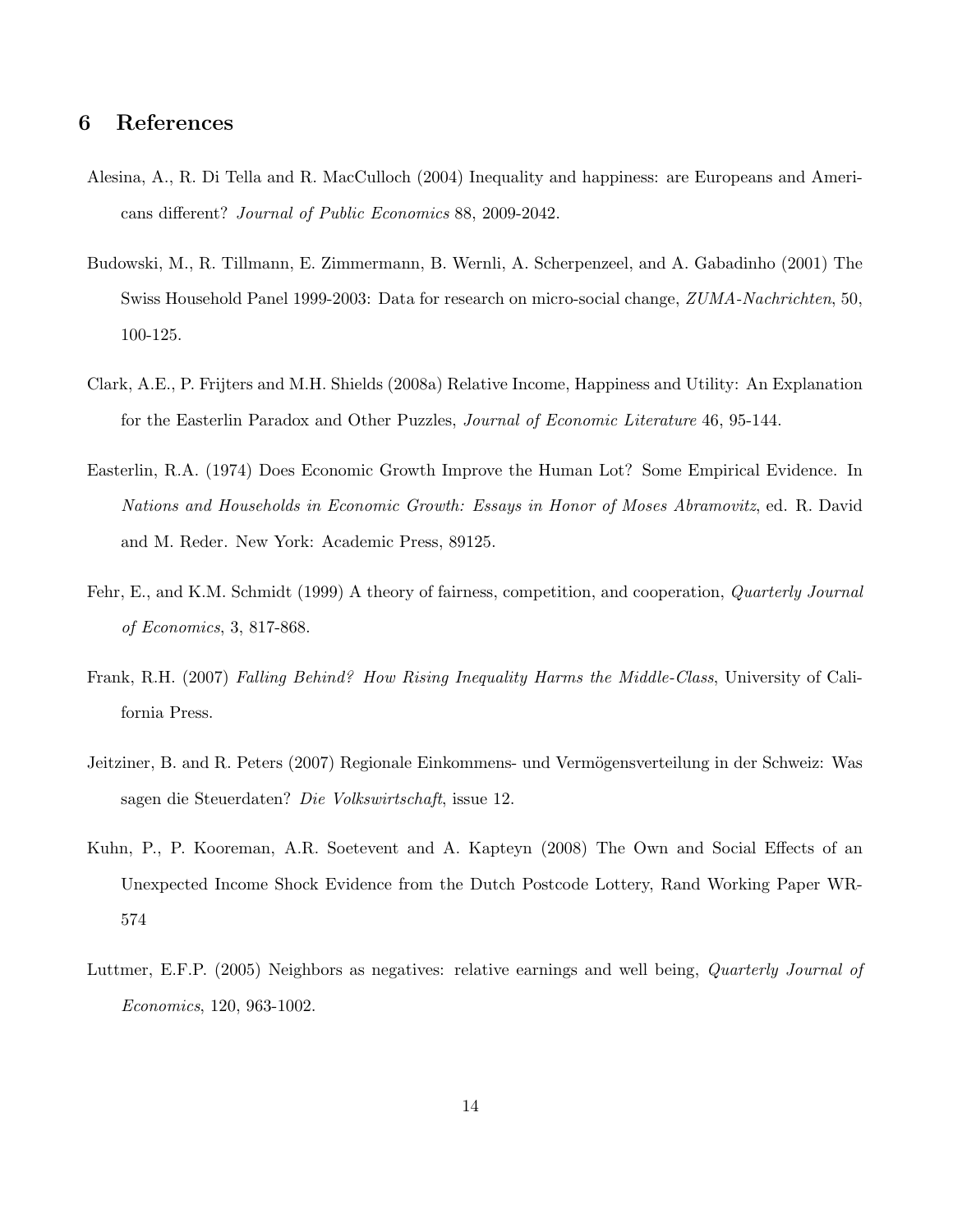## 6 References

Alesina, A., R. Di Tella and R. MacCulloch (2004) Inequality and happiness: are Europeans and Americans different? *Journal of Public Economics* 88, 2009-2042.

Budowski, M., R. Tillmann, E. Zimmermann, B. Wernli, A. Scherpenzeel, and A. Gabadinho (2001) The Swiss Household Panel 1999-2003: Data for research on micro-social change, *ZUMA-Nachrichten*, 50, 100-125.

Clark, A.E., P. Frijters and M.H. Shields (2008a) Relative Income, Happiness and Utility: An Explanation for the Easterlin Paradox and Other Puzzles, *Journal of Economic Literature* 46, 95-144.

Easterlin, R.A. (1974) Does Economic Growth Improve the Human Lot? Some Empirical Evidence. In *Nations and Households in Economic Growth: Essays in Honor of Moses Abramovitz*, ed. R. David and M. Reder. New York: Academic Press, 89125.

Fehr, E., and K.M. Schmidt (1999) A theory of fairness, competition, and cooperation, *Quarterly Journal of Economics*, 3, 817-868.

Frank, R.H. (2007) *Falling Behind? How Rising Inequality Harms the Middle-Class*, University of California Press.

Jeitziner, B. and R. Peters (2007) Regionale Einkommens- und Vermögensverteilung in der Schweiz: Was sagen die Steuerdaten? *Die Volkswirtschaft*, issue 12.

Kuhn, P., P. Kooreman, A.R. Soetevent and A. Kapteyn (2008) The Own and Social Effects of an Unexpected Income Shock Evidence from the Dutch Postcode Lottery, Rand Working Paper WR-574

Luttmer, E.F.P. (2005) Neighbors as negatives: relative earnings and well being, *Quarterly Journal of Economics*, 120, 963-1002.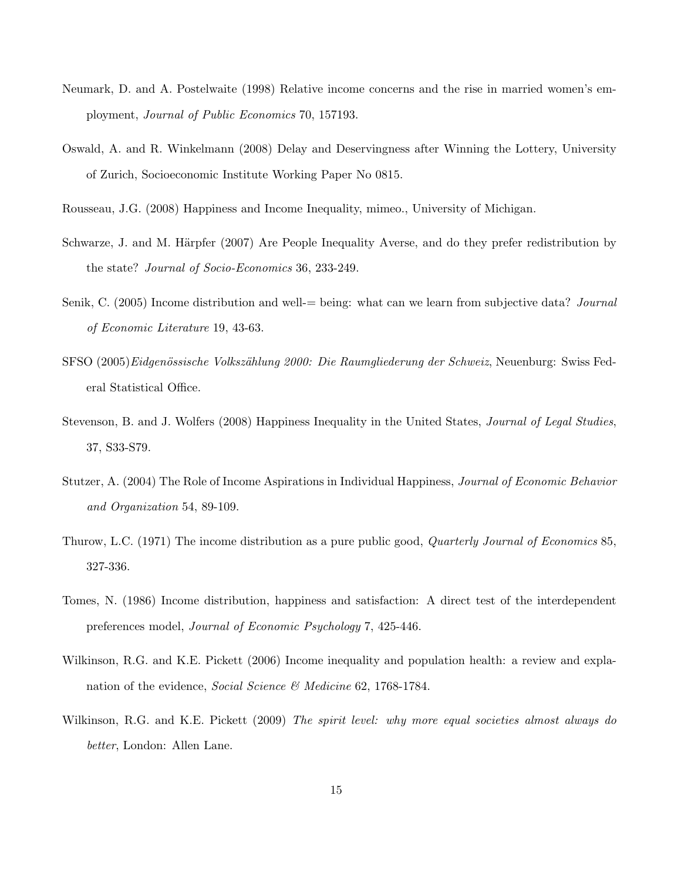Neumark, D. and A. Postelwaite (1998) Relative income concerns and the rise in married women's employment, *Journal of Public Economics* 70, 157193.

Oswald, A. and R. Winkelmann (2008) Delay and Deservingness after Winning the Lottery, University of Zurich, Socioeconomic Institute Working Paper No 0815.

Rousseau, J.G. (2008) Happiness and Income Inequality, mimeo., University of Michigan.

Schwarze, J. and M. Härpfer (2007) Are People Inequality Averse, and do they prefer redistribution by the state? *Journal of Socio-Economics* 36, 233-249.

Senik, C. (2005) Income distribution and well-= being: what can we learn from subjective data? *Journal of Economic Literature* 19, 43-63.

SFSO (2005)*Eidgenössische Volkszählung 2000: Die Raumgliederung der Schweiz*, Neuenburg: Swiss Federal Statistical Office.

Stevenson, B. and J. Wolfers (2008) Happiness Inequality in the United States, *Journal of Legal Studies*, 37, S33-S79.

Stutzer, A. (2004) The Role of Income Aspirations in Individual Happiness, *Journal of Economic Behavior and Organization* 54, 89-109.

Thurow, L.C. (1971) The income distribution as a pure public good, *Quarterly Journal of Economics* 85, 327-336.

Tomes, N. (1986) Income distribution, happiness and satisfaction: A direct test of the interdependent preferences model, *Journal of Economic Psychology* 7, 425-446.

Wilkinson, R.G. and K.E. Pickett (2006) Income inequality and population health: a review and explanation of the evidence, *Social Science & Medicine* 62, 1768-1784.

Wilkinson, R.G. and K.E. Pickett (2009) *The spirit level: why more equal societies almost always do better*, London: Allen Lane.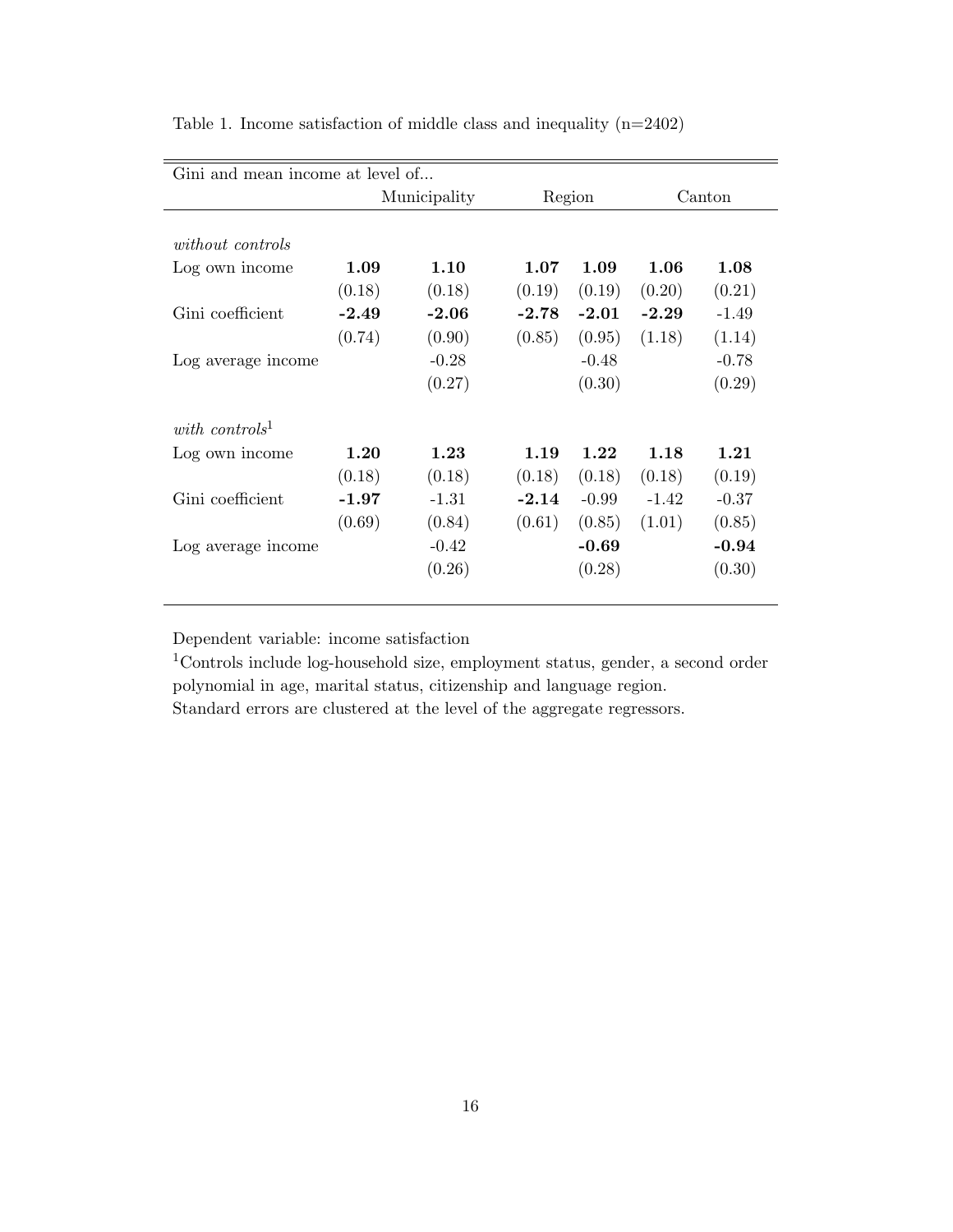Table 1. Income satisfaction of middle class and inequality (n=2402)

| Gini and mean income at level of... | Municipality | | Region | | Canton | |
|---|---|---|---|---|---|---|
| *without controls* | | | | | | |
| Log own income | **1.09** | **1.10** | **1.07** | **1.09** | **1.06** | **1.08** |
| | (0.18) | (0.18) | (0.19) | (0.19) | (0.20) | (0.21) |
| Gini coefficient | **-2.49** | **-2.06** | **-2.78** | **-2.01** | **-2.29** | -1.49 |
| | (0.74) | (0.90) | (0.85) | (0.95) | (1.18) | (1.14) |
| Log average income | | -0.28 | | -0.48 | | -0.78 |
| | | (0.27) | | (0.30) | | (0.29) |
| *with controls*[1] | | | | | | |
| Log own income | **1.20** | **1.23** | **1.19** | **1.22** | **1.18** | **1.21** |
| | (0.18) | (0.18) | (0.18) | (0.18) | (0.18) | (0.19) |
| Gini coefficient | **-1.97** | -1.31 | **-2.14** | -0.99 | -1.42 | -0.37 |
| | (0.69) | (0.84) | (0.61) | (0.85) | (1.01) | (0.85) |
| Log average income | | -0.42 | | **-0.69** | | **-0.94** |
| | | (0.26) | | (0.28) | | (0.30) |

Dependent variable: income satisfaction

[1]Controls include log-household size, employment status, gender, a second order polynomial in age, marital status, citizenship and language region.

Standard errors are clustered at the level of the aggregate regressors.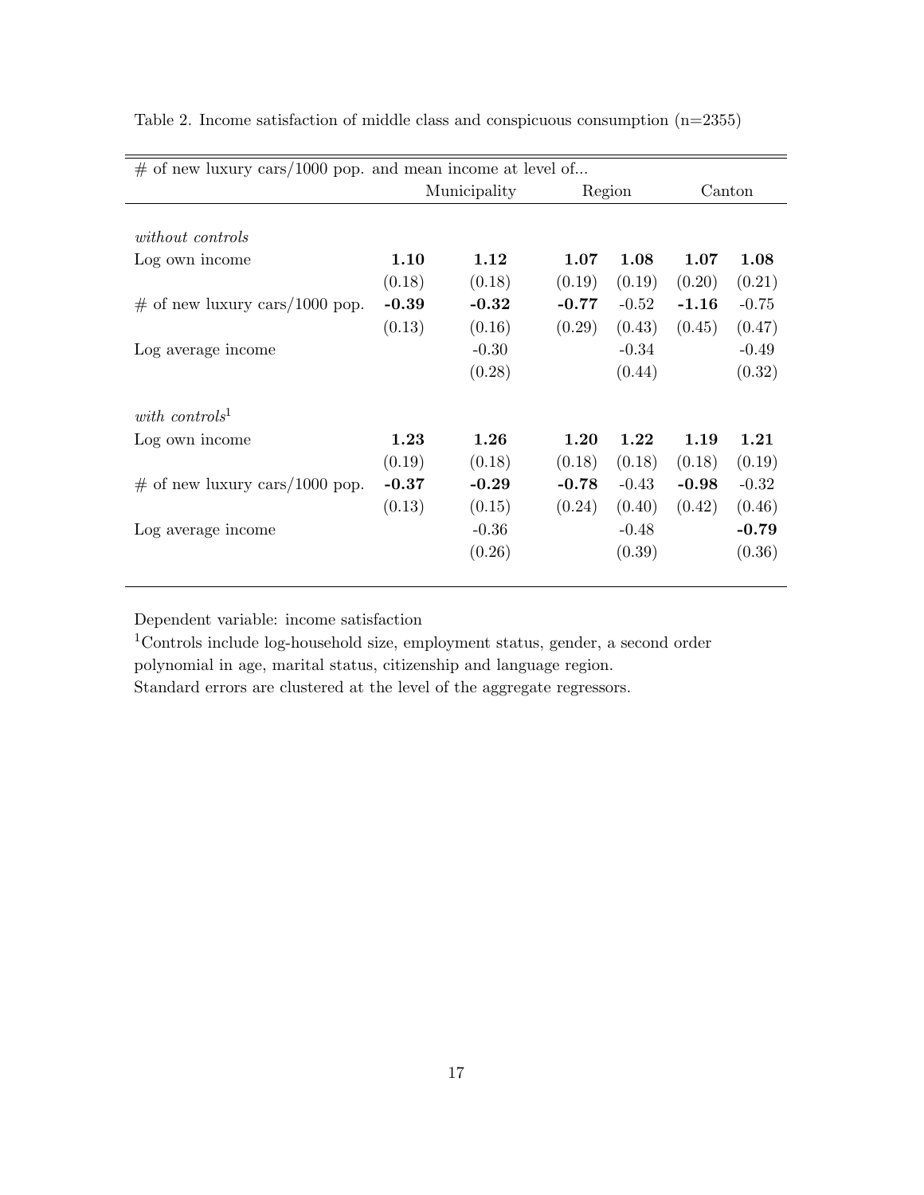Table 2. Income satisfaction of middle class and conspicuous consumption (n=2355)

| # of new luxury cars/1000 pop. and mean income at level of... | Municipality | | Region | | Canton | |
|---|---|---|---|---|---|---|
| *without controls* | | | | | | |
| Log own income | **1.10** | **1.12** | **1.07** | **1.08** | **1.07** | **1.08** |
| | (0.18) | (0.18) | (0.19) | (0.19) | (0.20) | (0.21) |
| # of new luxury cars/1000 pop. | **-0.39** | **-0.32** | **-0.77** | -0.52 | **-1.16** | -0.75 |
| | (0.13) | (0.16) | (0.29) | (0.43) | (0.45) | (0.47) |
| Log average income | | -0.30 | | -0.34 | | -0.49 |
| | | (0.28) | | (0.44) | | (0.32) |
| *with controls*[1] | | | | | | |
| Log own income | **1.23** | **1.26** | **1.20** | **1.22** | **1.19** | **1.21** |
| | (0.19) | (0.18) | (0.18) | (0.18) | (0.18) | (0.19) |
| # of new luxury cars/1000 pop. | **-0.37** | **-0.29** | **-0.78** | -0.43 | **-0.98** | -0.32 |
| | (0.13) | (0.15) | (0.24) | (0.40) | (0.42) | (0.46) |
| Log average income | | -0.36 | | -0.48 | | **-0.79** |
| | | (0.26) | | (0.39) | | (0.36) |

Dependent variable: income satisfaction

[1]Controls include log-household size, employment status, gender, a second order polynomial in age, marital status, citizenship and language region.

Standard errors are clustered at the level of the aggregate regressors.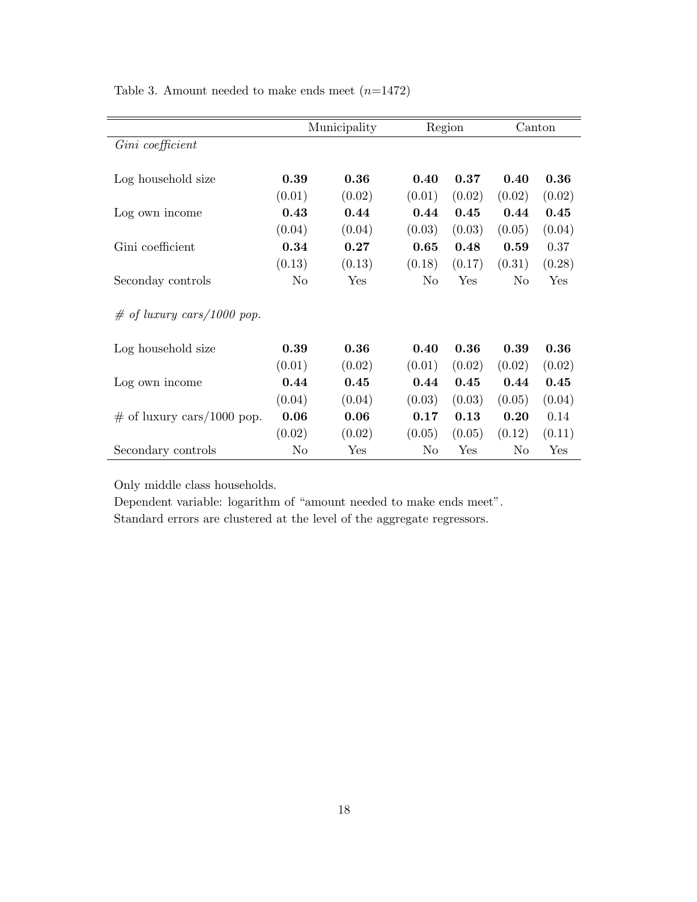Table 3. Amount needed to make ends meet ($n$=1472)

| | Municipality | | Region | | Canton | |
|---|---|---|---|---|---|---|
| *Gini coefficient* | | | | | | |
| Log household size | **0.39** | **0.36** | **0.40** | **0.37** | **0.40** | **0.36** |
| | (0.01) | (0.02) | (0.01) | (0.02) | (0.02) | (0.02) |
| Log own income | **0.43** | **0.44** | **0.44** | **0.45** | **0.44** | **0.45** |
| | (0.04) | (0.04) | (0.03) | (0.03) | (0.05) | (0.04) |
| Gini coefficient | **0.34** | **0.27** | **0.65** | **0.48** | **0.59** | 0.37 |
| | (0.13) | (0.13) | (0.18) | (0.17) | (0.31) | (0.28) |
| Seconday controls | No | Yes | No | Yes | No | Yes |
| *# of luxury cars/1000 pop.* | | | | | | |
| Log household size | **0.39** | **0.36** | **0.40** | **0.36** | **0.39** | **0.36** |
| | (0.01) | (0.02) | (0.01) | (0.02) | (0.02) | (0.02) |
| Log own income | **0.44** | **0.45** | **0.44** | **0.45** | **0.44** | **0.45** |
| | (0.04) | (0.04) | (0.03) | (0.03) | (0.05) | (0.04) |
| # of luxury cars/1000 pop. | **0.06** | **0.06** | **0.17** | **0.13** | **0.20** | 0.14 |
| | (0.02) | (0.02) | (0.05) | (0.05) | (0.12) | (0.11) |
| Secondary controls | No | Yes | No | Yes | No | Yes |

Only middle class households.

Dependent variable: logarithm of "amount needed to make ends meet".

Standard errors are clustered at the level of the aggregate regressors.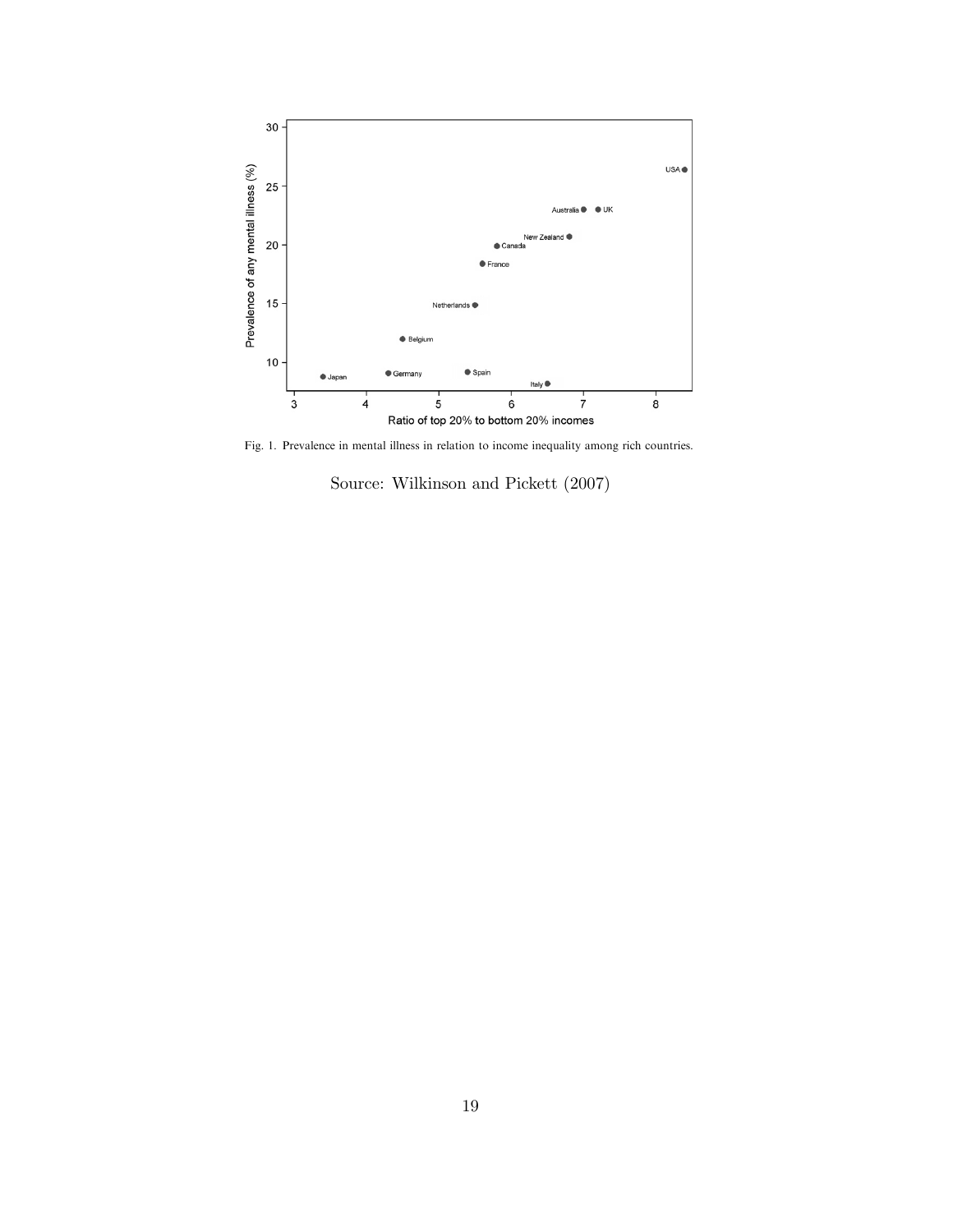Fig. 1. Prevalence in mental illness in relation to income inequality among rich countries.

Source: Wilkinson and Pickett (2007)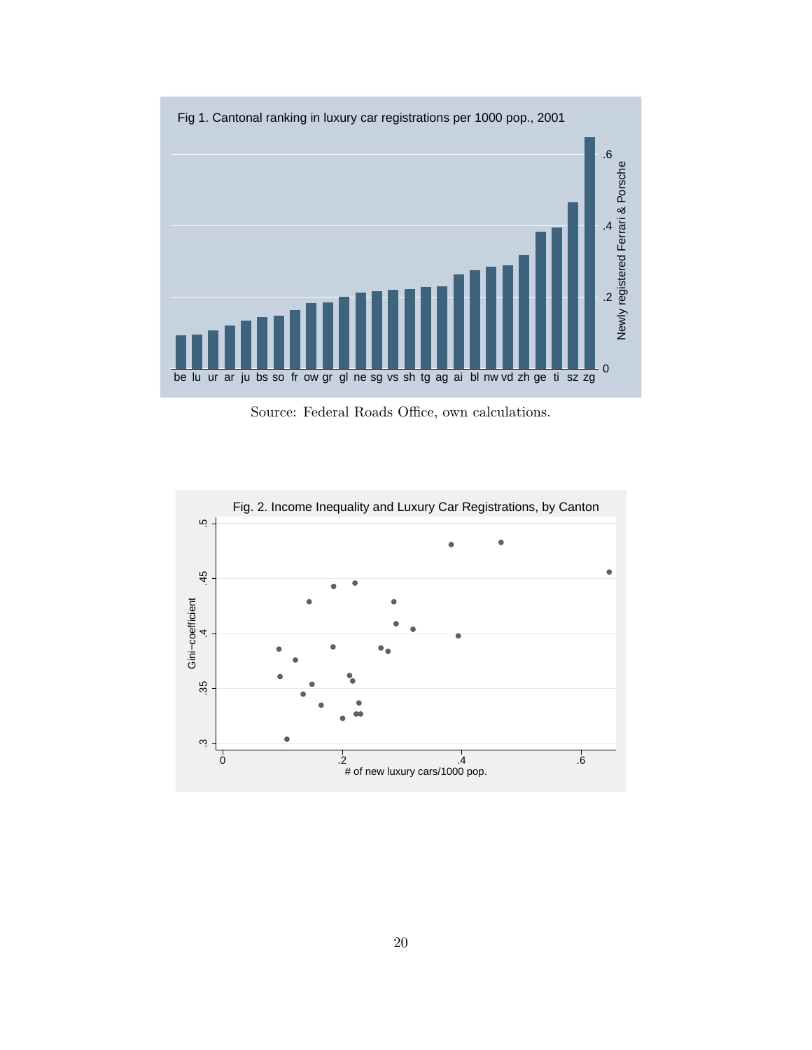Fig 1. Cantonal ranking in luxury car registrations per 1000 pop., 2001

Source: Federal Roads Office, own calculations.

Fig. 2. Income Inequality and Luxury Car Registrations, by Canton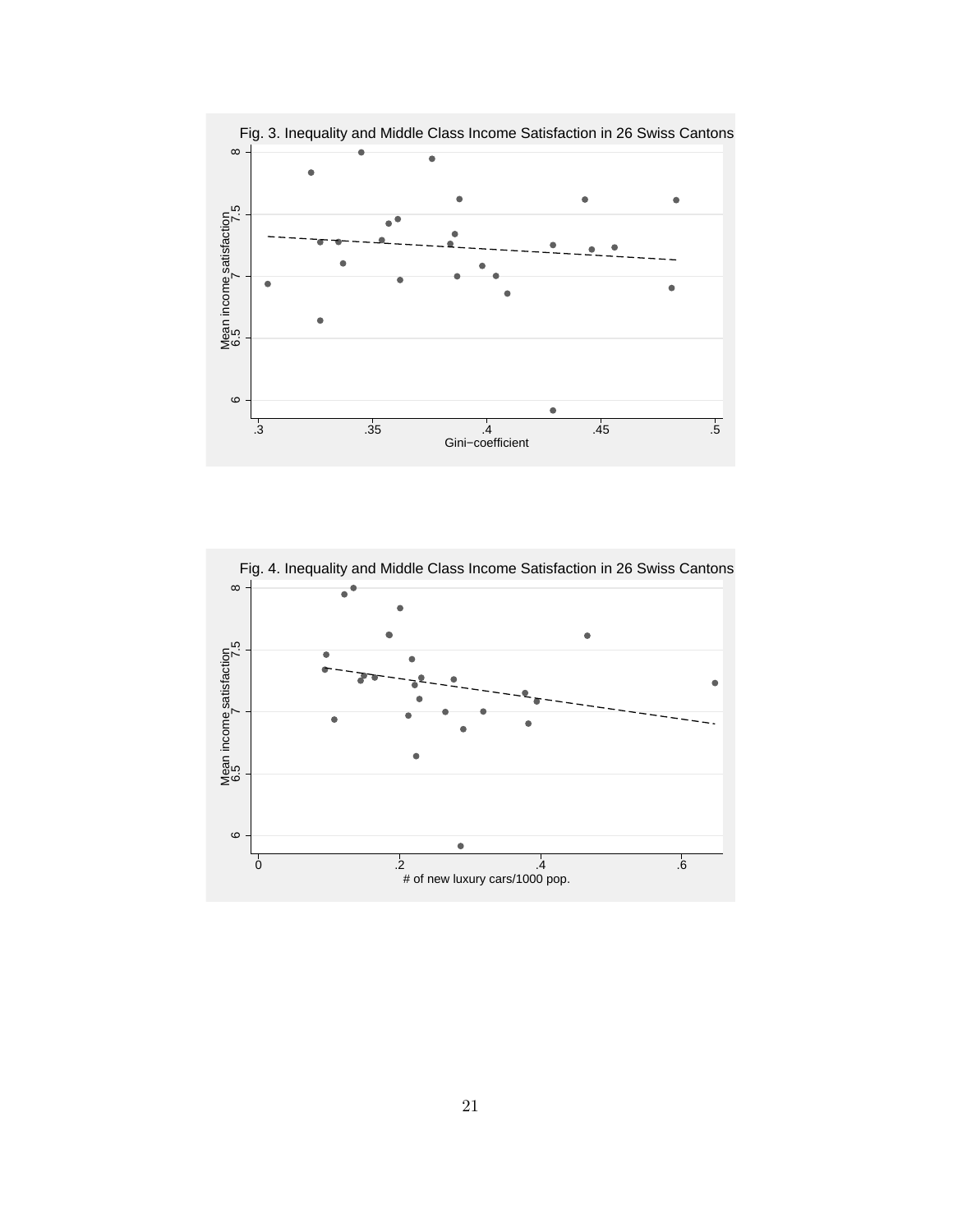Fig. 3. Inequality and Middle Class Income Satisfaction in 26 Swiss Cantons

Mean income satisfaction

6
6.5
7
7.5
8

.3
.35
.4
.45
.5

Gini−coefficient

Fig. 4. Inequality and Middle Class Income Satisfaction in 26 Swiss Cantons

Mean income satisfaction

6
6.5
7
7.5
8

0
.2
.4
.6

# of new luxury cars/1000 pop.